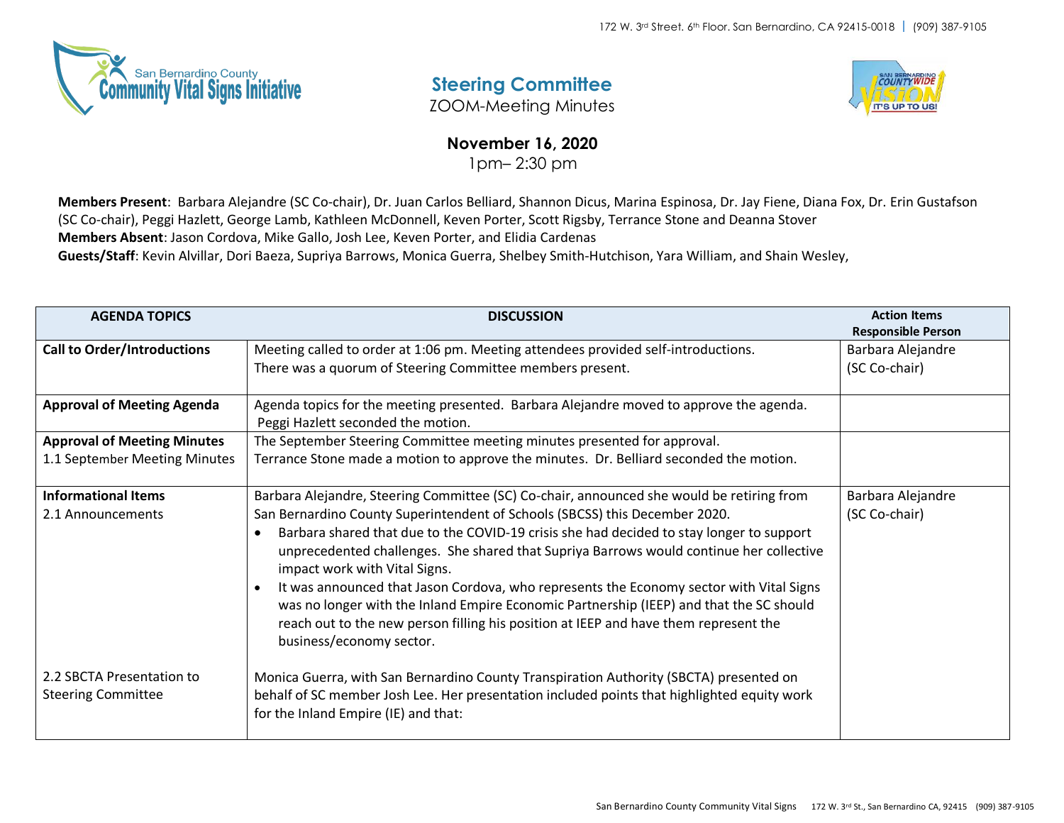172 W. 3rd Street. 6th Floor. San Bernardino, CA 92415-0018 | (909) 387-9105

## Steering Committee

ZOOM-Meeting Minutes

### November 16, 2020

1pm– 2:30 pm

**Members Present**: Barbara Alejandre (SC Co-chair), Dr. Juan Carlos Belliard, Shannon Dicus, Marina Espinosa, Dr. Jay Fiene, Diana Fox, Dr. Erin Gustafson (SC Co-chair), Peggi Hazlett, George Lamb, Kathleen McDonnell, Keven Porter, Scott Rigsby, Terrance Stone and Deanna Stover
**Members Absent**: Jason Cordova, Mike Gallo, Josh Lee, Keven Porter, and Elidia Cardenas
**Guests/Staff**: Kevin Alvillar, Dori Baeza, Supriya Barrows, Monica Guerra, Shelbey Smith-Hutchison, Yara William, and Shain Wesley,

| AGENDA TOPICS | DISCUSSION | Action Items Responsible Person |
|---|---|---|
| **Call to Order/Introductions** | Meeting called to order at 1:06 pm. Meeting attendees provided self-introductions. There was a quorum of Steering Committee members present. | Barbara Alejandre (SC Co-chair) |
| **Approval of Meeting Agenda** | Agenda topics for the meeting presented. Barbara Alejandre moved to approve the agenda. Peggi Hazlett seconded the motion. | |
| **Approval of Meeting Minutes**<br>1.1 September Meeting Minutes | The September Steering Committee meeting minutes presented for approval.<br>Terrance Stone made a motion to approve the minutes. Dr. Belliard seconded the motion. | |
| **Informational Items**<br>2.1 Announcements<br><br><br><br><br><br><br><br>2.2 SBCTA Presentation to Steering Committee | Barbara Alejandre, Steering Committee (SC) Co-chair, announced she would be retiring from San Bernardino County Superintendent of Schools (SBCSS) this December 2020.<br>• Barbara shared that due to the COVID-19 crisis she had decided to stay longer to support unprecedented challenges. She shared that Supriya Barrows would continue her collective impact work with Vital Signs.<br>• It was announced that Jason Cordova, who represents the Economy sector with Vital Signs was no longer with the Inland Empire Economic Partnership (IEEP) and that the SC should reach out to the new person filling his position at IEEP and have them represent the business/economy sector.<br><br>Monica Guerra, with San Bernardino County Transpiration Authority (SBCTA) presented on behalf of SC member Josh Lee. Her presentation included points that highlighted equity work for the Inland Empire (IE) and that: | Barbara Alejandre (SC Co-chair) |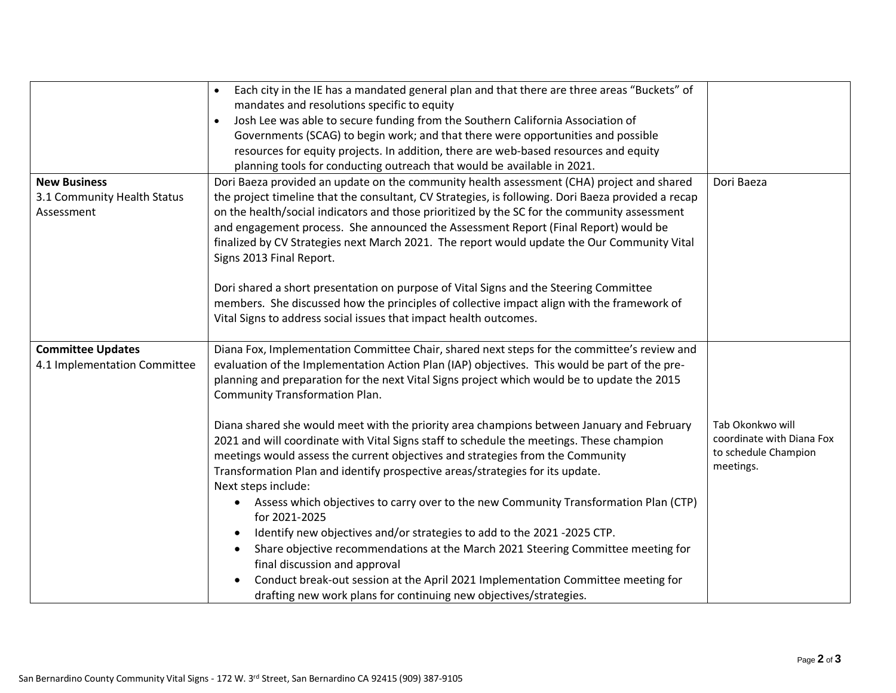| | | |
|---|---|---|
| | • Each city in the IE has a mandated general plan and that there are three areas "Buckets" of mandates and resolutions specific to equity<br>• Josh Lee was able to secure funding from the Southern California Association of Governments (SCAG) to begin work; and that there were opportunities and possible resources for equity projects. In addition, there are web-based resources and equity planning tools for conducting outreach that would be available in 2021. | |
| **New Business**<br>3.1 Community Health Status Assessment | Dori Baeza provided an update on the community health assessment (CHA) project and shared the project timeline that the consultant, CV Strategies, is following. Dori Baeza provided a recap on the health/social indicators and those prioritized by the SC for the community assessment and engagement process. She announced the Assessment Report (Final Report) would be finalized by CV Strategies next March 2021. The report would update the Our Community Vital Signs 2013 Final Report.<br><br>Dori shared a short presentation on purpose of Vital Signs and the Steering Committee members. She discussed how the principles of collective impact align with the framework of Vital Signs to address social issues that impact health outcomes. | Dori Baeza |
| **Committee Updates**<br>4.1 Implementation Committee | Diana Fox, Implementation Committee Chair, shared next steps for the committee's review and evaluation of the Implementation Action Plan (IAP) objectives. This would be part of the pre-planning and preparation for the next Vital Signs project which would be to update the 2015 Community Transformation Plan.<br><br>Diana shared she would meet with the priority area champions between January and February 2021 and will coordinate with Vital Signs staff to schedule the meetings. These champion meetings would assess the current objectives and strategies from the Community Transformation Plan and identify prospective areas/strategies for its update.<br>Next steps include:<br>• Assess which objectives to carry over to the new Community Transformation Plan (CTP) for 2021-2025<br>• Identify new objectives and/or strategies to add to the 2021 -2025 CTP.<br>• Share objective recommendations at the March 2021 Steering Committee meeting for final discussion and approval<br>• Conduct break-out session at the April 2021 Implementation Committee meeting for drafting new work plans for continuing new objectives/strategies. | Tab Okonkwo will coordinate with Diana Fox to schedule Champion meetings. |

San Bernardino County Community Vital Signs - 172 W. 3rd Street, San Bernardino CA 92415 (909) 387-9105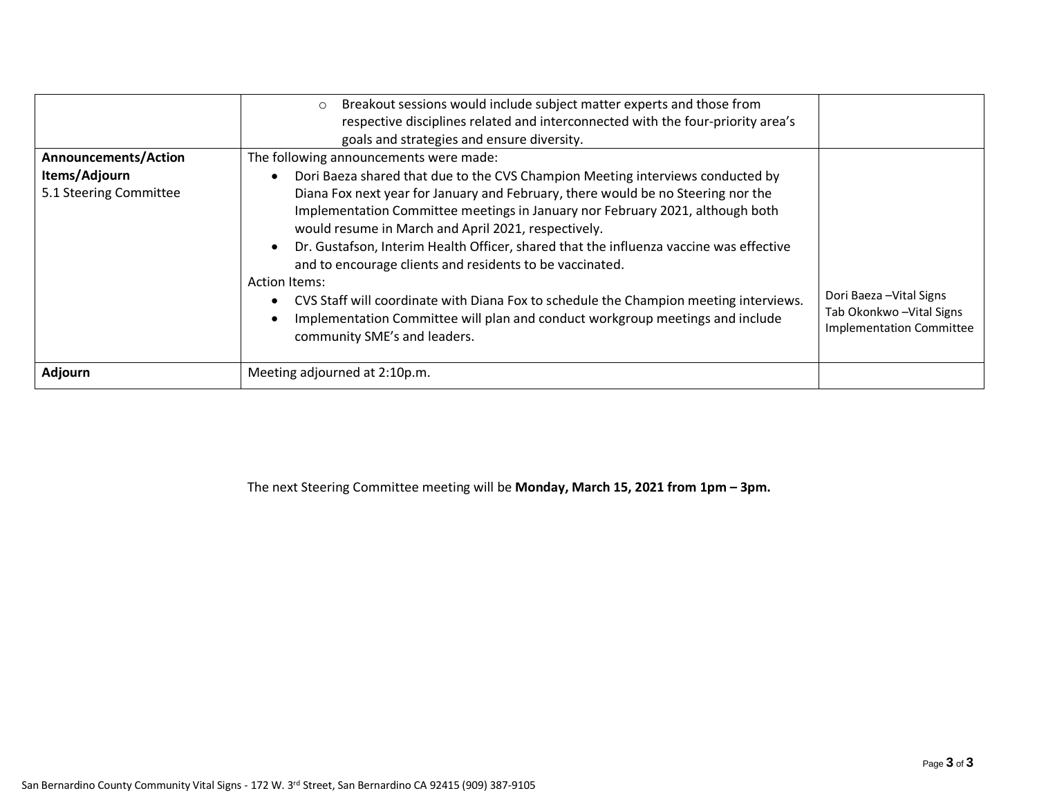| | | |
|---|---|---|
| | ○ Breakout sessions would include subject matter experts and those from respective disciplines related and interconnected with the four-priority area's goals and strategies and ensure diversity. | |
| **Announcements/Action Items/Adjourn**<br>5.1 Steering Committee | The following announcements were made:<br>• Dori Baeza shared that due to the CVS Champion Meeting interviews conducted by Diana Fox next year for January and February, there would be no Steering nor the Implementation Committee meetings in January nor February 2021, although both would resume in March and April 2021, respectively.<br>• Dr. Gustafson, Interim Health Officer, shared that the influenza vaccine was effective and to encourage clients and residents to be vaccinated.<br>Action Items:<br>• CVS Staff will coordinate with Diana Fox to schedule the Champion meeting interviews.<br>• Implementation Committee will plan and conduct workgroup meetings and include community SME's and leaders. | Dori Baeza –Vital Signs<br>Tab Okonkwo –Vital Signs<br>Implementation Committee |
| **Adjourn** | Meeting adjourned at 2:10p.m. | |

The next Steering Committee meeting will be **Monday, March 15, 2021 from 1pm – 3pm.**

San Bernardino County Community Vital Signs - 172 W. 3rd Street, San Bernardino CA 92415 (909) 387-9105